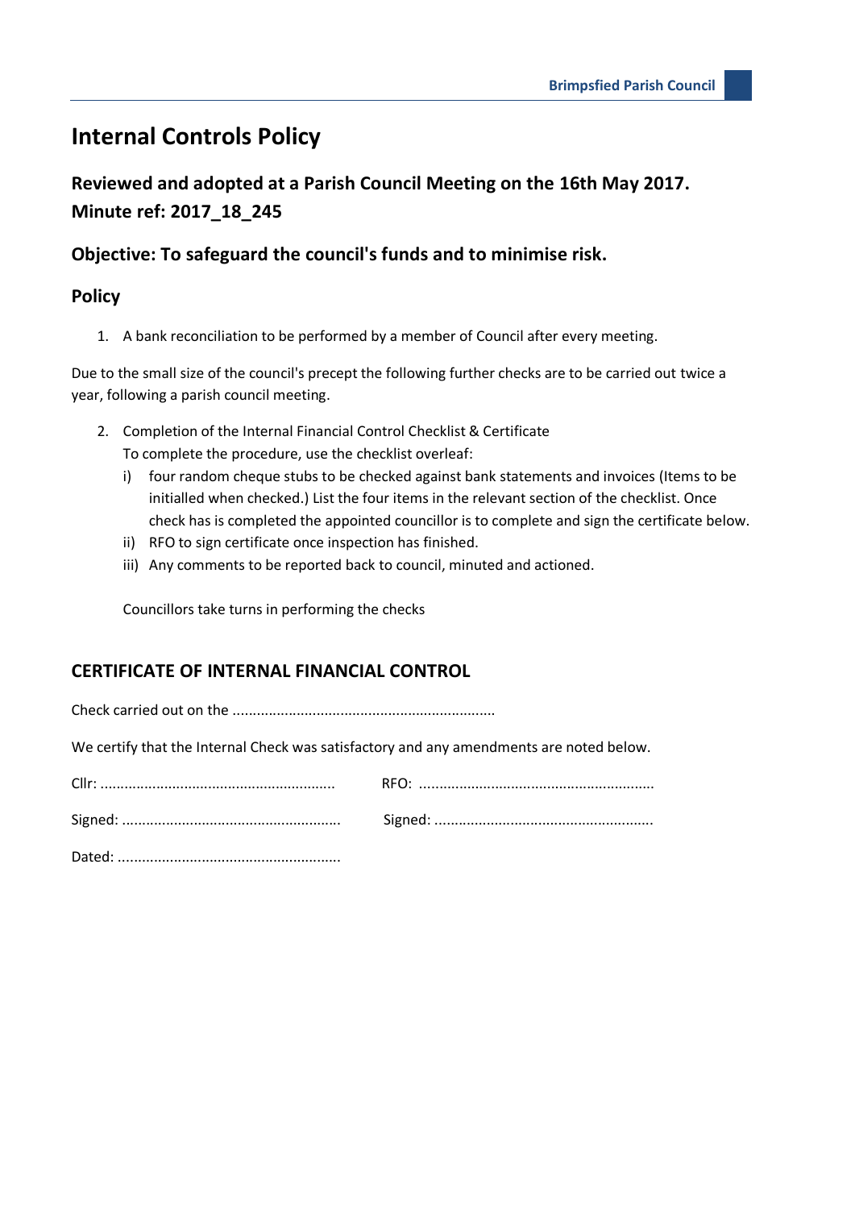# Internal Controls Policy

## Reviewed and adopted at a Parish Council Meeting on the 16th May 2017. Minute ref: 2017_18_245

### Objective: To safeguard the council's funds and to minimise risk.

### Policy

1. A bank reconciliation to be performed by a member of Council after every meeting.

Due to the small size of the council's precept the following further checks are to be carried out twice a year, following a parish council meeting.

2. Completion of the Internal Financial Control Checklist & Certificate
   To complete the procedure, use the checklist overleaf:
   i) four random cheque stubs to be checked against bank statements and invoices (Items to be initialled when checked.) List the four items in the relevant section of the checklist. Once check has is completed the appointed councillor is to complete and sign the certificate below.
   ii) RFO to sign certificate once inspection has finished.
   iii) Any comments to be reported back to council, minuted and actioned.

   Councillors take turns in performing the checks

### CERTIFICATE OF INTERNAL FINANCIAL CONTROL

Check carried out on the ..................................................................

We certify that the Internal Check was satisfactory and any amendments are noted below.

Cllr: ..........................................................   RFO: ..........................................................

Signed: ......................................................   Signed: ......................................................

Dated: .......................................................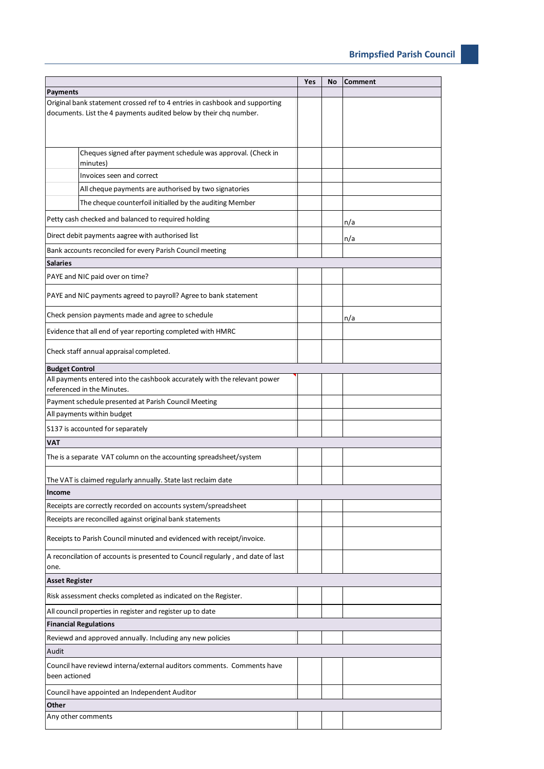## Brimpsfied Parish Council

| | | Yes | No | Comment |
|---|---|---|---|---|
| **Payments** | | | | |
| Original bank statement crossed ref to 4 entries in cashbook and supporting documents. List the 4 payments audited below by their chq number. | | | | |
| | Cheques signed after payment schedule was approval. (Check in minutes) | | | |
| | Invoices seen and correct | | | |
| | All cheque payments are authorised by two signatories | | | |
| | The cheque counterfoil initialled by the auditing Member | | | |
| Petty cash checked and balanced to required holding | | | | n/a |
| Direct debit payments aagree with authorised list | | | | n/a |
| Bank accounts reconciled for every Parish Council meeting | | | | |
| **Salaries** | | | | |
| PAYE and NIC paid over on time? | | | | |
| PAYE and NIC payments agreed to payroll? Agree to bank statement | | | | |
| Check pension payments made and agree to schedule | | | | n/a |
| Evidence that all end of year reporting completed with HMRC | | | | |
| Check staff annual appraisal completed. | | | | |
| **Budget Control** | | | | |
| All payments entered into the cashbook accurately with the relevant power referenced in the Minutes. | | | | |
| Payment schedule presented at Parish Council Meeting | | | | |
| All payments within budget | | | | |
| S137 is accounted for separately | | | | |
| **VAT** | | | | |
| The is a separate VAT column on the accounting spreadsheet/system | | | | |
| The VAT is claimed regularly annually. State last reclaim date | | | | |
| **Income** | | | | |
| Receipts are correctly recorded on accounts system/spreadsheet | | | | |
| Receipts are reconcilled against original bank statements | | | | |
| Receipts to Parish Council minuted and evidenced with receipt/invoice. | | | | |
| A reconcilation of accounts is presented to Council regularly , and date of last one. | | | | |
| **Asset Register** | | | | |
| Risk assessment checks completed as indicated on the Register. | | | | |
| All council properties in register and register up to date | | | | |
| **Financial Regulations** | | | | |
| Reviewd and approved annually. Including any new policies | | | | |
| Audit | | | | |
| Council have reviewd interna/external auditors comments. Comments have been actioned | | | | |
| Council have appointed an Independent Auditor | | | | |
| **Other** | | | | |
| Any other comments | | | | |